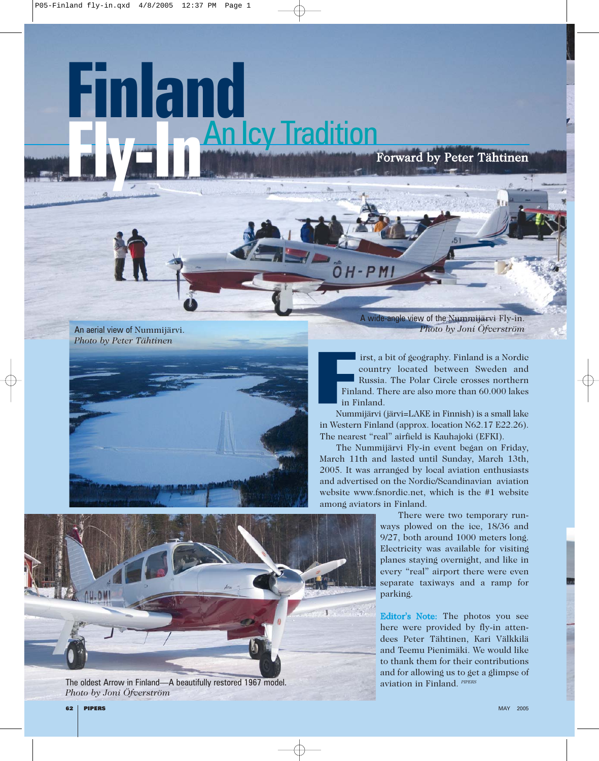# Finland Fly-In

## An Icy Tradition

**Forward by Peter Tähtinen**

A wide-angle view of the Nummijärvi Fly-in.
*Photo by Joni Öfverström*

An aerial view of Nummijärvi.
*Photo by Peter Tähtinen*

First, a bit of geography. Finland is a Nordic country located between Sweden and Russia. The Polar Circle crosses northern Finland. There are also more than 60.000 lakes in Finland.

Nummijärvi (järvi=LAKE in Finnish) is a small lake in Western Finland (approx. location N62.17 E22.26). The nearest "real" airfield is Kauhajoki (EFKI).

The Nummijärvi Fly-in event began on Friday, March 11th and lasted until Sunday, March 13th, 2005. It was arranged by local aviation enthusiasts and advertised on the Nordic/Scandinavian aviation website www.fsnordic.net, which is the #1 website among aviators in Finland.

There were two temporary runways plowed on the ice, 18/36 and 9/27, both around 1000 meters long. Electricity was available for visiting planes staying overnight, and like in every "real" airport there were even separate taxiways and a ramp for parking.

**Editor's Note:** The photos you see here were provided by fly-in attendees Peter Tähtinen, Kari Välkkilä and Teemu Pienimäki. We would like to thank them for their contributions and for allowing us to get a glimpse of aviation in Finland.

The oldest Arrow in Finland—A beautifully restored 1967 model.
*Photo by Joni Öfverström*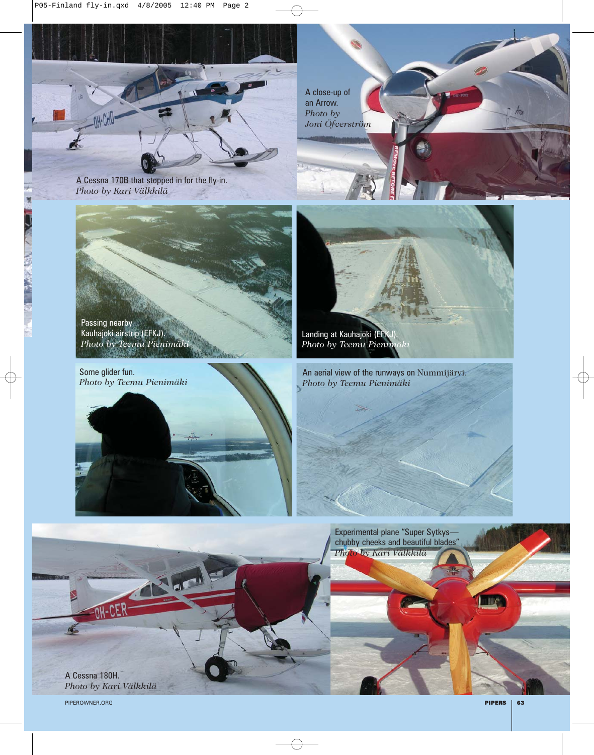A Cessna 170B that stopped in for the fly-in.
*Photo by Kari Välkkilä*

A close-up of an Arrow.
*Photo by Joni Öfverström*

Passing nearby Kauhajoki airstrip (EFKJ).
*Photo by Teemu Pienimäki*

Landing at Kauhajoki (EFKJ).
*Photo by Teemu Pienimäki*

Some glider fun.
*Photo by Teemu Pienimäki*

An aerial view of the runways on Nummijärvi.
*Photo by Teemu Pienimäki*

A Cessna 180H.
*Photo by Kari Välkkilä*

Experimental plane "Super Sytkys—chubby cheeks and beautiful blades"
*Photo by Kari Välkkilä*